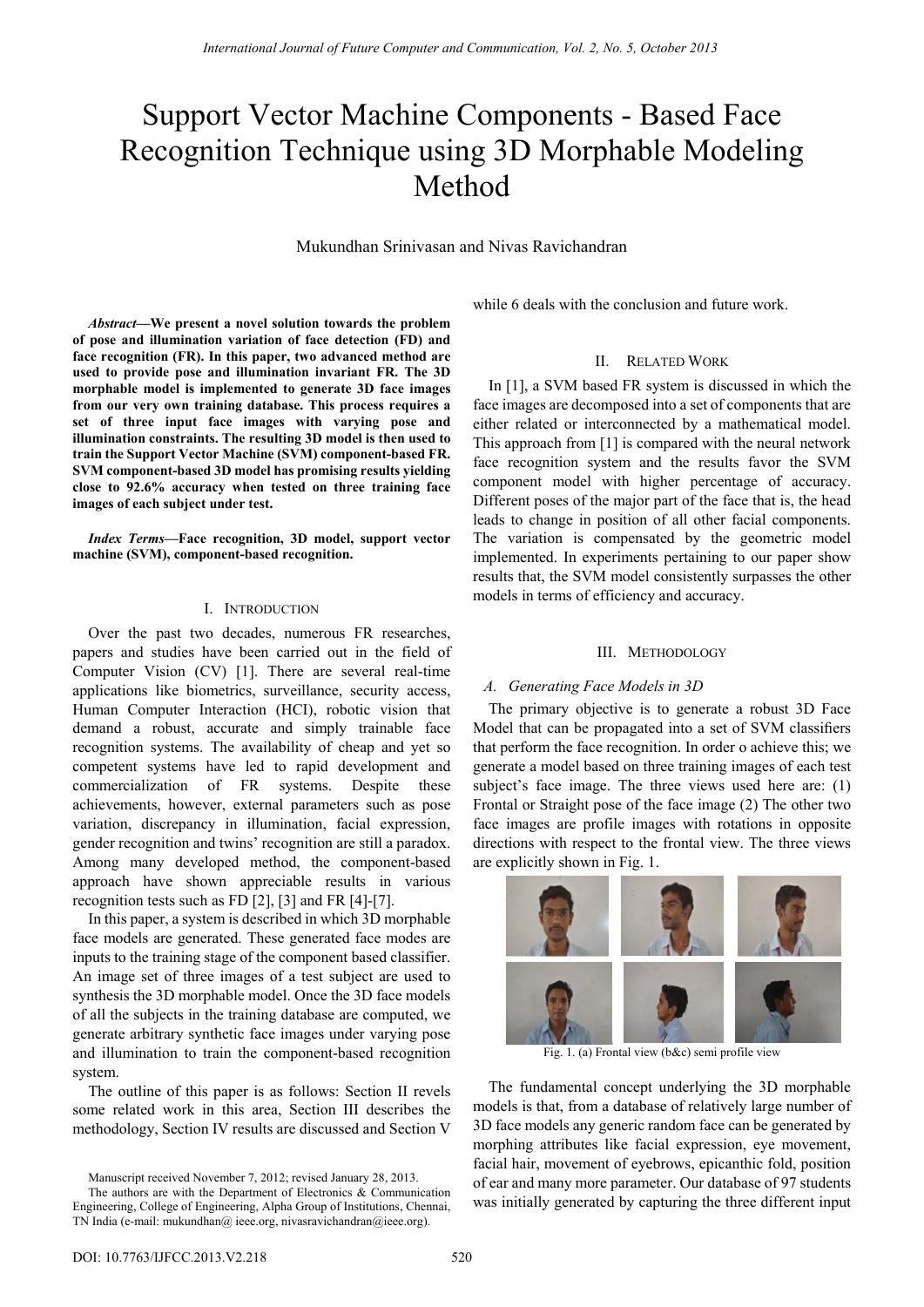# Support Vector Machine Components - Based Face Recognition Technique using 3D Morphable Modeling Method

Mukundhan Srinivasan and Nivas Ravichandran

***Abstract*—We present a novel solution towards the problem of pose and illumination variation of face detection (FD) and face recognition (FR). In this paper, two advanced method are used to provide pose and illumination invariant FR. The 3D morphable model is implemented to generate 3D face images from our very own training database. This process requires a set of three input face images with varying pose and illumination constraints. The resulting 3D model is then used to train the Support Vector Machine (SVM) component-based FR. SVM component-based 3D model has promising results yielding close to 92.6% accuracy when tested on three training face images of each subject under test.**

***Index Terms*—Face recognition, 3D model, support vector machine (SVM), component-based recognition.**

## I. Introduction

Over the past two decades, numerous FR researches, papers and studies have been carried out in the field of Computer Vision (CV) [1]. There are several real-time applications like biometrics, surveillance, security access, Human Computer Interaction (HCI), robotic vision that demand a robust, accurate and simply trainable face recognition systems. The availability of cheap and yet so competent systems have led to rapid development and commercialization of FR systems. Despite these achievements, however, external parameters such as pose variation, discrepancy in illumination, facial expression, gender recognition and twins' recognition are still a paradox. Among many developed method, the component-based approach have shown appreciable results in various recognition tests such as FD [2], [3] and FR [4]-[7].

In this paper, a system is described in which 3D morphable face models are generated. These generated face modes are inputs to the training stage of the component based classifier. An image set of three images of a test subject are used to synthesis the 3D morphable model. Once the 3D face models of all the subjects in the training database are computed, we generate arbitrary synthetic face images under varying pose and illumination to train the component-based recognition system.

The outline of this paper is as follows: Section II revels some related work in this area, Section III describes the methodology, Section IV results are discussed and Section V while 6 deals with the conclusion and future work.

Manuscript received November 7, 2012; revised January 28, 2013.

The authors are with the Department of Electronics & Communication Engineering, College of Engineering, Alpha Group of Institutions, Chennai, TN India (e-mail: mukundhan@ ieee.org, nivasravichandran@ieee.org).

## II. Related Work

In [1], a SVM based FR system is discussed in which the face images are decomposed into a set of components that are either related or interconnected by a mathematical model. This approach from [1] is compared with the neural network face recognition system and the results favor the SVM component model with higher percentage of accuracy. Different poses of the major part of the face that is, the head leads to change in position of all other facial components. The variation is compensated by the geometric model implemented. In experiments pertaining to our paper show results that, the SVM model consistently surpasses the other models in terms of efficiency and accuracy.

## III. Methodology

### *A. Generating Face Models in 3D*

The primary objective is to generate a robust 3D Face Model that can be propagated into a set of SVM classifiers that perform the face recognition. In order o achieve this; we generate a model based on three training images of each test subject's face image. The three views used here are: (1) Frontal or Straight pose of the face image (2) The other two face images are profile images with rotations in opposite directions with respect to the frontal view. The three views are explicitly shown in Fig. 1.

Fig. 1. (a) Frontal view (b&c) semi profile view

The fundamental concept underlying the 3D morphable models is that, from a database of relatively large number of 3D face models any generic random face can be generated by morphing attributes like facial expression, eye movement, facial hair, movement of eyebrows, epicanthic fold, position of ear and many more parameter. Our database of 97 students was initially generated by capturing the three different input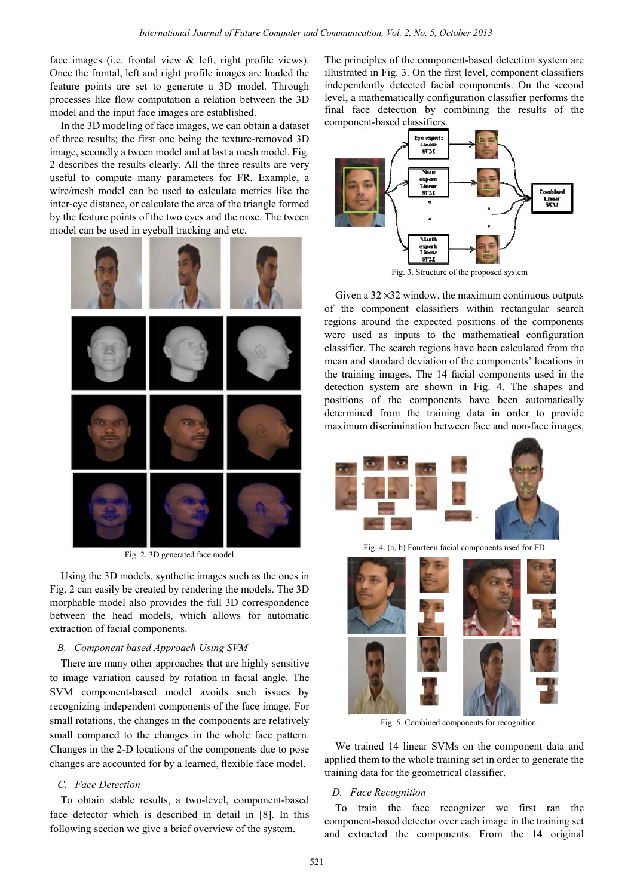face images (i.e. frontal view & left, right profile views). Once the frontal, left and right profile images are loaded the feature points are set to generate a 3D model. Through processes like flow computation a relation between the 3D model and the input face images are established.

In the 3D modeling of face images, we can obtain a dataset of three results; the first one being the texture-removed 3D image, secondly a tween model and at last a mesh model. Fig. 2 describes the results clearly. All the three results are very useful to compute many parameters for FR. Example, a wire/mesh model can be used to calculate metrics like the inter-eye distance, or calculate the area of the triangle formed by the feature points of the two eyes and the nose. The tween model can be used in eyeball tracking and etc.

Fig. 2. 3D generated face model

Using the 3D models, synthetic images such as the ones in Fig. 2 can easily be created by rendering the models. The 3D morphable model also provides the full 3D correspondence between the head models, which allows for automatic extraction of facial components.

### B. Component based Approach Using SVM

There are many other approaches that are highly sensitive to image variation caused by rotation in facial angle. The SVM component-based model avoids such issues by recognizing independent components of the face image. For small rotations, the changes in the components are relatively small compared to the changes in the whole face pattern. Changes in the 2-D locations of the components due to pose changes are accounted for by a learned, flexible face model.

### C. Face Detection

To obtain stable results, a two-level, component-based face detector which is described in detail in [8]. In this following section we give a brief overview of the system. The principles of the component-based detection system are illustrated in Fig. 3. On the first level, component classifiers independently detected facial components. On the second level, a mathematically configuration classifier performs the final face detection by combining the results of the component-based classifiers.

Fig. 3. Structure of the proposed system

Given a 32 ×32 window, the maximum continuous outputs of the component classifiers within rectangular search regions around the expected positions of the components were used as inputs to the mathematical configuration classifier. The search regions have been calculated from the mean and standard deviation of the components' locations in the training images. The 14 facial components used in the detection system are shown in Fig. 4. The shapes and positions of the components have been automatically determined from the training data in order to provide maximum discrimination between face and non-face images.

Fig. 4. (a, b) Fourteen facial components used for FD

Fig. 5. Combined components for recognition.

We trained 14 linear SVMs on the component data and applied them to the whole training set in order to generate the training data for the geometrical classifier.

### D. Face Recognition

To train the face recognizer we first ran the component-based detector over each image in the training set and extracted the components. From the 14 original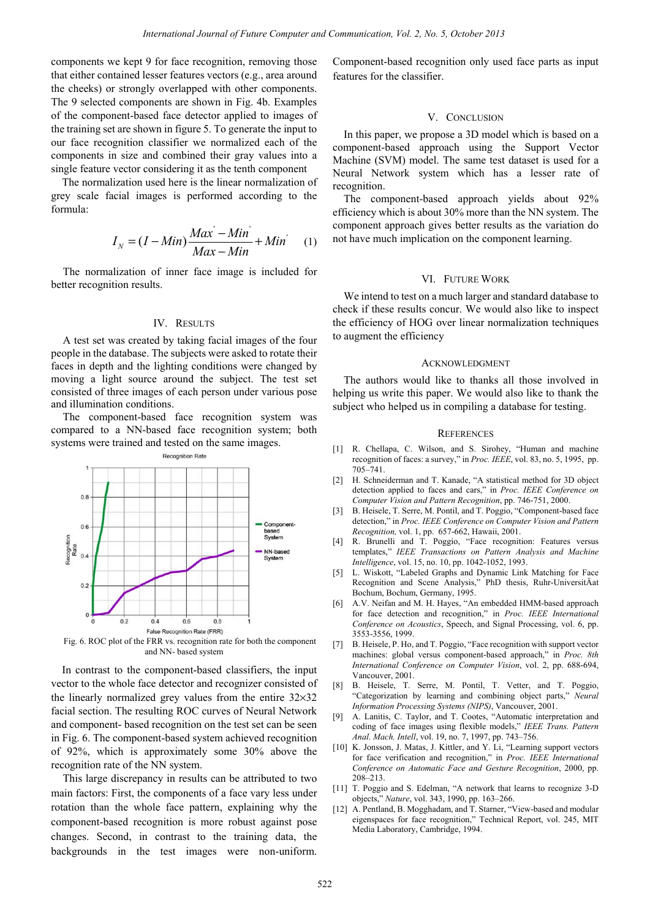components we kept 9 for face recognition, removing those that either contained lesser features vectors (e.g., area around the cheeks) or strongly overlapped with other components. The 9 selected components are shown in Fig. 4b. Examples of the component-based face detector applied to images of the training set are shown in figure 5. To generate the input to our face recognition classifier we normalized each of the components in size and combined their gray values into a single feature vector considering it as the tenth component

The normalization used here is the linear normalization of grey scale facial images is performed according to the formula:

$$I_N = (I - Min)\frac{Max^{'} - Min^{'}}{Max - Min} + Min^{'} \quad (1)$$

The normalization of inner face image is included for better recognition results.

## IV. Results

A test set was created by taking facial images of the four people in the database. The subjects were asked to rotate their faces in depth and the lighting conditions were changed by moving a light source around the subject. The test set consisted of three images of each person under various pose and illumination conditions.

The component-based face recognition system was compared to a NN-based face recognition system; both systems were trained and tested on the same images.

Fig. 6. ROC plot of the FRR vs. recognition rate for both the component and NN- based system

In contrast to the component-based classifiers, the input vector to the whole face detector and recognizer consisted of the linearly normalized grey values from the entire 32×32 facial section. The resulting ROC curves of Neural Network and component- based recognition on the test set can be seen in Fig. 6. The component-based system achieved recognition of 92%, which is approximately some 30% above the recognition rate of the NN system.

This large discrepancy in results can be attributed to two main factors: First, the components of a face vary less under rotation than the whole face pattern, explaining why the component-based recognition is more robust against pose changes. Second, in contrast to the training data, the backgrounds in the test images were non-uniform. Component-based recognition only used face parts as input features for the classifier.

## V. Conclusion

In this paper, we propose a 3D model which is based on a component-based approach using the Support Vector Machine (SVM) model. The same test dataset is used for a Neural Network system which has a lesser rate of recognition.

The component-based approach yields about 92% efficiency which is about 30% more than the NN system. The component approach gives better results as the variation do not have much implication on the component learning.

## VI. Future Work

We intend to test on a much larger and standard database to check if these results concur. We would also like to inspect the efficiency of HOG over linear normalization techniques to augment the efficiency

## Acknowledgment

The authors would like to thanks all those involved in helping us write this paper. We would also like to thank the subject who helped us in compiling a database for testing.

## References

[1] R. Chellapa, C. Wilson, and S. Sirohey, "Human and machine recognition of faces: a survey," in *Proc. IEEE*, vol. 83, no. 5, 1995, pp. 705–741.

[2] H. Schneiderman and T. Kanade, "A statistical method for 3D object detection applied to faces and cars," in *Proc. IEEE Conference on Computer Vision and Pattern Recognition*, pp. 746-751, 2000.

[3] B. Heisele, T. Serre, M. Pontil, and T. Poggio, "Component-based face detection," in *Proc. IEEE Conference on Computer Vision and Pattern Recognition*, vol. 1, pp. 657-662, Hawaii, 2001.

[4] R. Brunelli and T. Poggio, "Face recognition: Features versus templates," *IEEE Transactions on Pattern Analysis and Machine Intelligence*, vol. 15, no. 10, pp. 1042-1052, 1993.

[5] L. Wiskott, "Labeled Graphs and Dynamic Link Matching for Face Recognition and Scene Analysis," PhD thesis, Ruhr-UniversitÄat Bochum, Bochum, Germany, 1995.

[6] A.V. Neifan and M. H. Hayes, "An embedded HMM-based approach for face detection and recognition," in *Proc. IEEE International Conference on Acoustics*, Speech, and Signal Processing, vol. 6, pp. 3553-3556, 1999.

[7] B. Heisele, P. Ho, and T. Poggio, "Face recognition with support vector machines: global versus component-based approach," in *Proc. 8th International Conference on Computer Vision*, vol. 2, pp. 688-694, Vancouver, 2001.

[8] B. Heisele, T. Serre, M. Pontil, T. Vetter, and T. Poggio, "Categorization by learning and combining object parts," *Neural Information Processing Systems (NIPS)*, Vancouver, 2001.

[9] A. Lanitis, C. Taylor, and T. Cootes, "Automatic interpretation and coding of face images using flexible models," *IEEE Trans. Pattern Anal. Mach. Intell*, vol. 19, no. 7, 1997, pp. 743–756.

[10] K. Jonsson, J. Matas, J. Kittler, and Y. Li, "Learning support vectors for face verification and recognition," in *Proc. IEEE International Conference on Automatic Face and Gesture Recognition*, 2000, pp. 208–213.

[11] T. Poggio and S. Edelman, "A network that learns to recognize 3-D objects," *Nature*, vol. 343, 1990, pp. 163–266.

[12] A. Pentland, B. Mogghadam, and T. Starner, "View-based and modular eigenspaces for face recognition," Technical Report, vol. 245, MIT Media Laboratory, Cambridge, 1994.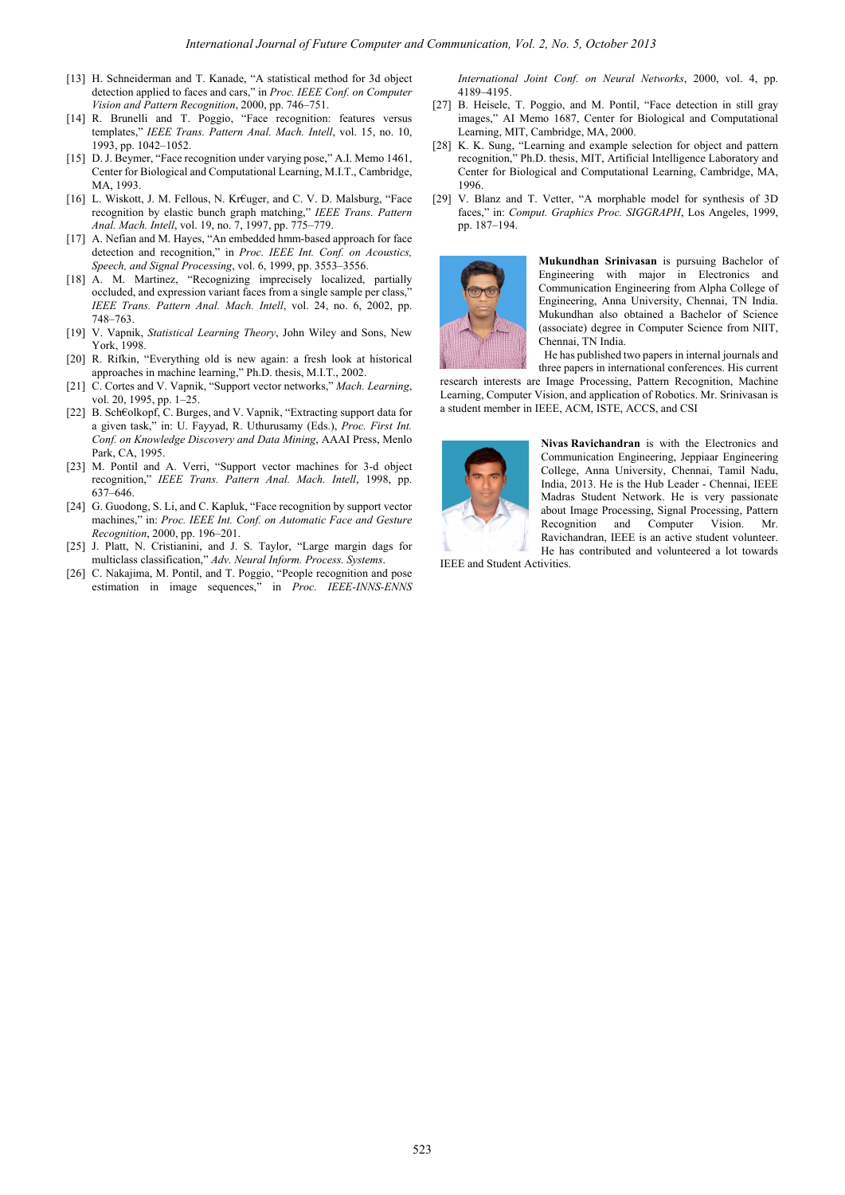[13] H. Schneiderman and T. Kanade, "A statistical method for 3d object detection applied to faces and cars," in *Proc. IEEE Conf. on Computer Vision and Pattern Recognition*, 2000, pp. 746–751.

[14] R. Brunelli and T. Poggio, "Face recognition: features versus templates," *IEEE Trans. Pattern Anal. Mach. Intell*, vol. 15, no. 10, 1993, pp. 1042–1052.

[15] D. J. Beymer, "Face recognition under varying pose," A.I. Memo 1461, Center for Biological and Computational Learning, M.I.T., Cambridge, MA, 1993.

[16] L. Wiskott, J. M. Fellous, N. Kr€uger, and C. V. D. Malsburg, "Face recognition by elastic bunch graph matching," *IEEE Trans. Pattern Anal. Mach. Intell*, vol. 19, no. 7, 1997, pp. 775–779.

[17] A. Nefian and M. Hayes, "An embedded hmm-based approach for face detection and recognition," in *Proc. IEEE Int. Conf. on Acoustics, Speech, and Signal Processing*, vol. 6, 1999, pp. 3553–3556.

[18] A. M. Martinez, "Recognizing imprecisely localized, partially occluded, and expression variant faces from a single sample per class," *IEEE Trans. Pattern Anal. Mach. Intell*, vol. 24, no. 6, 2002, pp. 748–763.

[19] V. Vapnik, *Statistical Learning Theory*, John Wiley and Sons, New York, 1998.

[20] R. Rifkin, "Everything old is new again: a fresh look at historical approaches in machine learning," Ph.D. thesis, M.I.T., 2002.

[21] C. Cortes and V. Vapnik, "Support vector networks," *Mach. Learning*, vol. 20, 1995, pp. 1–25.

[22] B. Sch€olkopf, C. Burges, and V. Vapnik, "Extracting support data for a given task," in: U. Fayyad, R. Uthurusamy (Eds.), *Proc. First Int. Conf. on Knowledge Discovery and Data Mining*, AAAI Press, Menlo Park, CA, 1995.

[23] M. Pontil and A. Verri, "Support vector machines for 3-d object recognition," *IEEE Trans. Pattern Anal. Mach. Intell*, 1998, pp. 637–646.

[24] G. Guodong, S. Li, and C. Kapluk, "Face recognition by support vector machines," in: *Proc. IEEE Int. Conf. on Automatic Face and Gesture Recognition*, 2000, pp. 196–201.

[25] J. Platt, N. Cristianini, and J. S. Taylor, "Large margin dags for multiclass classification," *Adv. Neural Inform. Process. Systems*.

[26] C. Nakajima, M. Pontil, and T. Poggio, "People recognition and pose estimation in image sequences," in *Proc. IEEE-INNS-ENNS International Joint Conf. on Neural Networks*, 2000, vol. 4, pp. 4189–4195.

[27] B. Heisele, T. Poggio, and M. Pontil, "Face detection in still gray images," AI Memo 1687, Center for Biological and Computational Learning, MIT, Cambridge, MA, 2000.

[28] K. K. Sung, "Learning and example selection for object and pattern recognition," Ph.D. thesis, MIT, Artificial Intelligence Laboratory and Center for Biological and Computational Learning, Cambridge, MA, 1996.

[29] V. Blanz and T. Vetter, "A morphable model for synthesis of 3D faces," in: *Comput. Graphics Proc. SIGGRAPH*, Los Angeles, 1999, pp. 187–194.

**Mukundhan Srinivasan** is pursuing Bachelor of Engineering with major in Electronics and Communication Engineering from Alpha College of Engineering, Anna University, Chennai, TN India. Mukundhan also obtained a Bachelor of Science (associate) degree in Computer Science from NIIT, Chennai, TN India.

He has published two papers in internal journals and three papers in international conferences. His current research interests are Image Processing, Pattern Recognition, Machine Learning, Computer Vision, and application of Robotics. Mr. Srinivasan is a student member in IEEE, ACM, ISTE, ACCS, and CSI

**Nivas Ravichandran** is with the Electronics and Communication Engineering, Jeppiaar Engineering College, Anna University, Chennai, Tamil Nadu, India, 2013. He is the Hub Leader - Chennai, IEEE Madras Student Network. He is very passionate about Image Processing, Signal Processing, Pattern Recognition and Computer Vision. Mr. Ravichandran, IEEE is an active student volunteer. He has contributed and volunteered a lot towards IEEE and Student Activities.